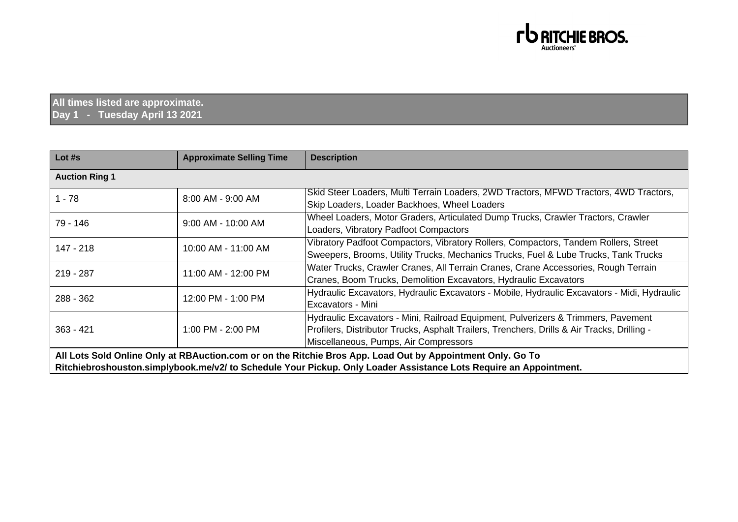**All times listed are approximate.**
**Day 1 - Tuesday April 13 2021**

| Lot #s | Approximate Selling Time | Description |
|---|---|---|
| **Auction Ring 1** | | |
| 1 - 78 | 8:00 AM - 9:00 AM | Skid Steer Loaders, Multi Terrain Loaders, 2WD Tractors, MFWD Tractors, 4WD Tractors, Skip Loaders, Loader Backhoes, Wheel Loaders |
| 79 - 146 | 9:00 AM - 10:00 AM | Wheel Loaders, Motor Graders, Articulated Dump Trucks, Crawler Tractors, Crawler Loaders, Vibratory Padfoot Compactors |
| 147 - 218 | 10:00 AM - 11:00 AM | Vibratory Padfoot Compactors, Vibratory Rollers, Compactors, Tandem Rollers, Street Sweepers, Brooms, Utility Trucks, Mechanics Trucks, Fuel & Lube Trucks, Tank Trucks |
| 219 - 287 | 11:00 AM - 12:00 PM | Water Trucks, Crawler Cranes, All Terrain Cranes, Crane Accessories, Rough Terrain Cranes, Boom Trucks, Demolition Excavators, Hydraulic Excavators |
| 288 - 362 | 12:00 PM - 1:00 PM | Hydraulic Excavators, Hydraulic Excavators - Mobile, Hydraulic Excavators - Midi, Hydraulic Excavators - Mini |
| 363 - 421 | 1:00 PM - 2:00 PM | Hydraulic Excavators - Mini, Railroad Equipment, Pulverizers & Trimmers, Pavement Profilers, Distributor Trucks, Asphalt Trailers, Trenchers, Drills & Air Tracks, Drilling - Miscellaneous, Pumps, Air Compressors |

**All Lots Sold Online Only at RBAuction.com or on the Ritchie Bros App. Load Out by Appointment Only. Go To Ritchiebroshouston.simplybook.me/v2/ to Schedule Your Pickup. Only Loader Assistance Lots Require an Appointment.**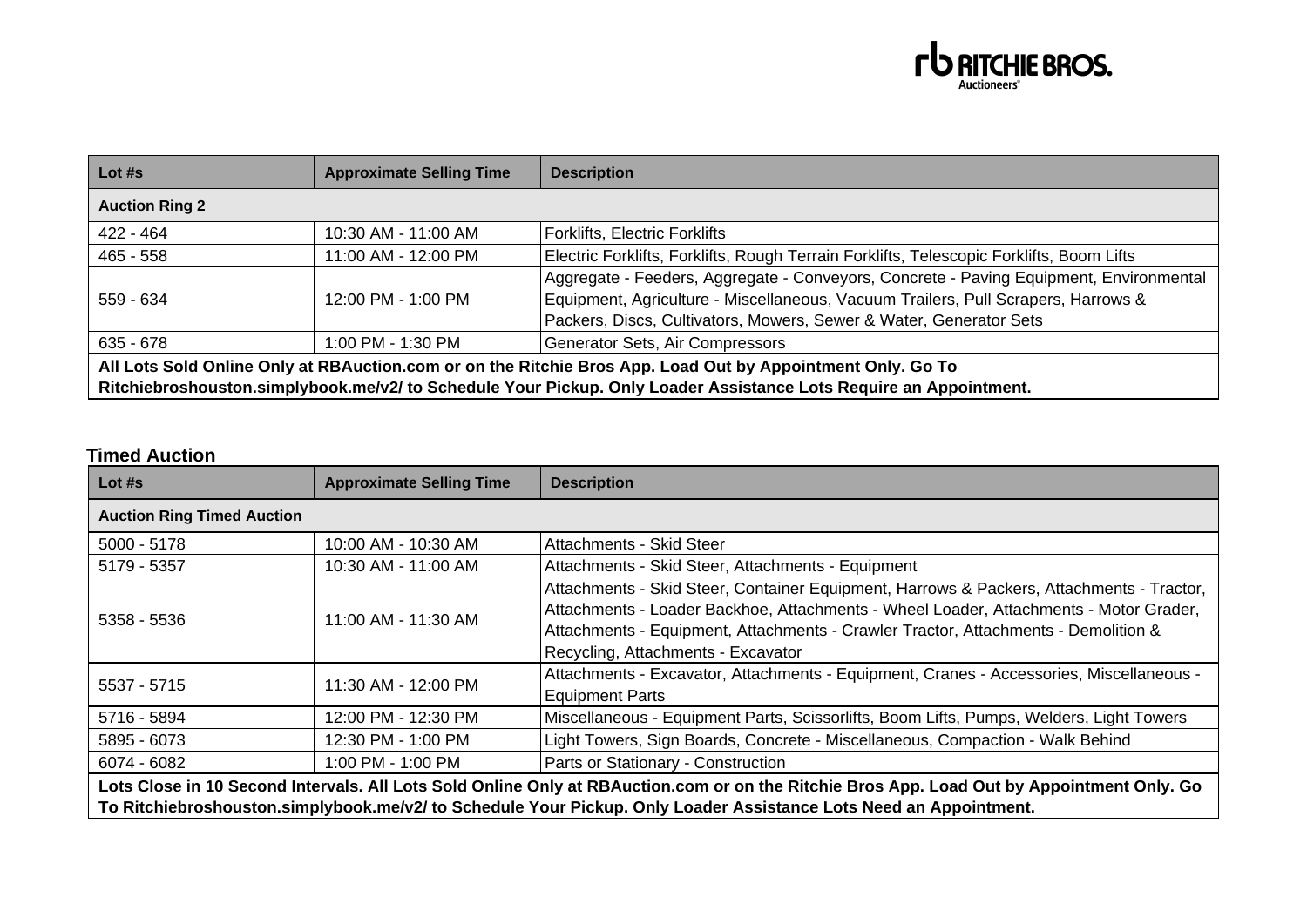| Lot #s | Approximate Selling Time | Description |
|---|---|---|
| **Auction Ring 2** | | |
| 422 - 464 | 10:30 AM - 11:00 AM | Forklifts, Electric Forklifts |
| 465 - 558 | 11:00 AM - 12:00 PM | Electric Forklifts, Forklifts, Rough Terrain Forklifts, Telescopic Forklifts, Boom Lifts |
| 559 - 634 | 12:00 PM - 1:00 PM | Aggregate - Feeders, Aggregate - Conveyors, Concrete - Paving Equipment, Environmental Equipment, Agriculture - Miscellaneous, Vacuum Trailers, Pull Scrapers, Harrows & Packers, Discs, Cultivators, Mowers, Sewer & Water, Generator Sets |
| 635 - 678 | 1:00 PM - 1:30 PM | Generator Sets, Air Compressors |
| **All Lots Sold Online Only at RBAuction.com or on the Ritchie Bros App. Load Out by Appointment Only. Go To Ritchiebroshouston.simplybook.me/v2/ to Schedule Your Pickup. Only Loader Assistance Lots Require an Appointment.** | | |

**Timed Auction**

| Lot #s | Approximate Selling Time | Description |
|---|---|---|
| **Auction Ring Timed Auction** | | |
| 5000 - 5178 | 10:00 AM - 10:30 AM | Attachments - Skid Steer |
| 5179 - 5357 | 10:30 AM - 11:00 AM | Attachments - Skid Steer, Attachments - Equipment |
| 5358 - 5536 | 11:00 AM - 11:30 AM | Attachments - Skid Steer, Container Equipment, Harrows & Packers, Attachments - Tractor, Attachments - Loader Backhoe, Attachments - Wheel Loader, Attachments - Motor Grader, Attachments - Equipment, Attachments - Crawler Tractor, Attachments - Demolition & Recycling, Attachments - Excavator |
| 5537 - 5715 | 11:30 AM - 12:00 PM | Attachments - Excavator, Attachments - Equipment, Cranes - Accessories, Miscellaneous - Equipment Parts |
| 5716 - 5894 | 12:00 PM - 12:30 PM | Miscellaneous - Equipment Parts, Scissorlifts, Boom Lifts, Pumps, Welders, Light Towers |
| 5895 - 6073 | 12:30 PM - 1:00 PM | Light Towers, Sign Boards, Concrete - Miscellaneous, Compaction - Walk Behind |
| 6074 - 6082 | 1:00 PM - 1:00 PM | Parts or Stationary - Construction |
| **Lots Close in 10 Second Intervals. All Lots Sold Online Only at RBAuction.com or on the Ritchie Bros App. Load Out by Appointment Only. Go To Ritchiebroshouston.simplybook.me/v2/ to Schedule Your Pickup. Only Loader Assistance Lots Need an Appointment.** | | |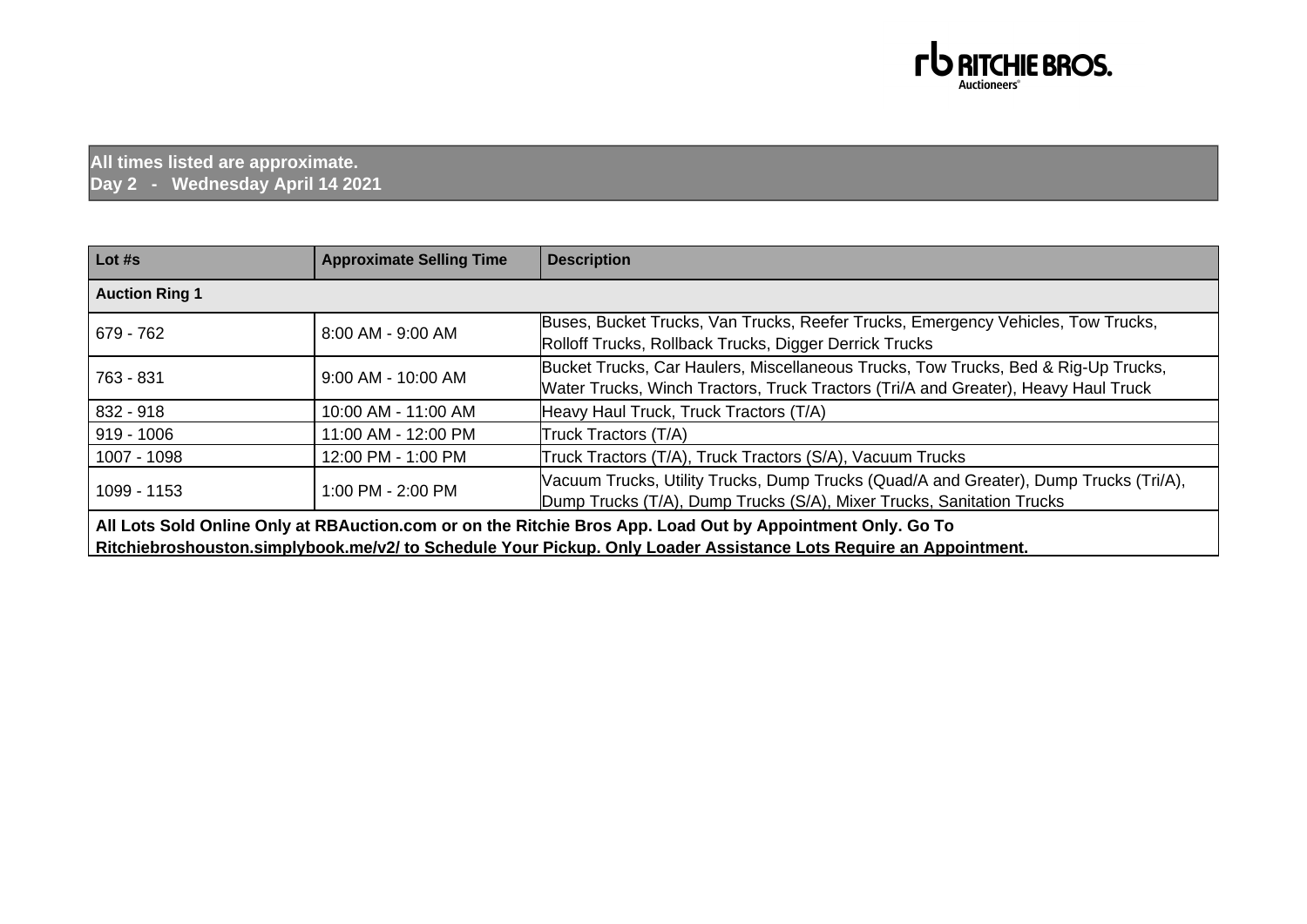**All times listed are approximate.**
**Day 2 - Wednesday April 14 2021**

| Lot #s | Approximate Selling Time | Description |
|---|---|---|
| **Auction Ring 1** | | |
| 679 - 762 | 8:00 AM - 9:00 AM | Buses, Bucket Trucks, Van Trucks, Reefer Trucks, Emergency Vehicles, Tow Trucks, Rolloff Trucks, Rollback Trucks, Digger Derrick Trucks |
| 763 - 831 | 9:00 AM - 10:00 AM | Bucket Trucks, Car Haulers, Miscellaneous Trucks, Tow Trucks, Bed & Rig-Up Trucks, Water Trucks, Winch Tractors, Truck Tractors (Tri/A and Greater), Heavy Haul Truck |
| 832 - 918 | 10:00 AM - 11:00 AM | Heavy Haul Truck, Truck Tractors (T/A) |
| 919 - 1006 | 11:00 AM - 12:00 PM | Truck Tractors (T/A) |
| 1007 - 1098 | 12:00 PM - 1:00 PM | Truck Tractors (T/A), Truck Tractors (S/A), Vacuum Trucks |
| 1099 - 1153 | 1:00 PM - 2:00 PM | Vacuum Trucks, Utility Trucks, Dump Trucks (Quad/A and Greater), Dump Trucks (Tri/A), Dump Trucks (T/A), Dump Trucks (S/A), Mixer Trucks, Sanitation Trucks |

**All Lots Sold Online Only at RBAuction.com or on the Ritchie Bros App. Load Out by Appointment Only. Go To Ritchiebroshouston.simplybook.me/v2/ to Schedule Your Pickup. Only Loader Assistance Lots Require an Appointment.**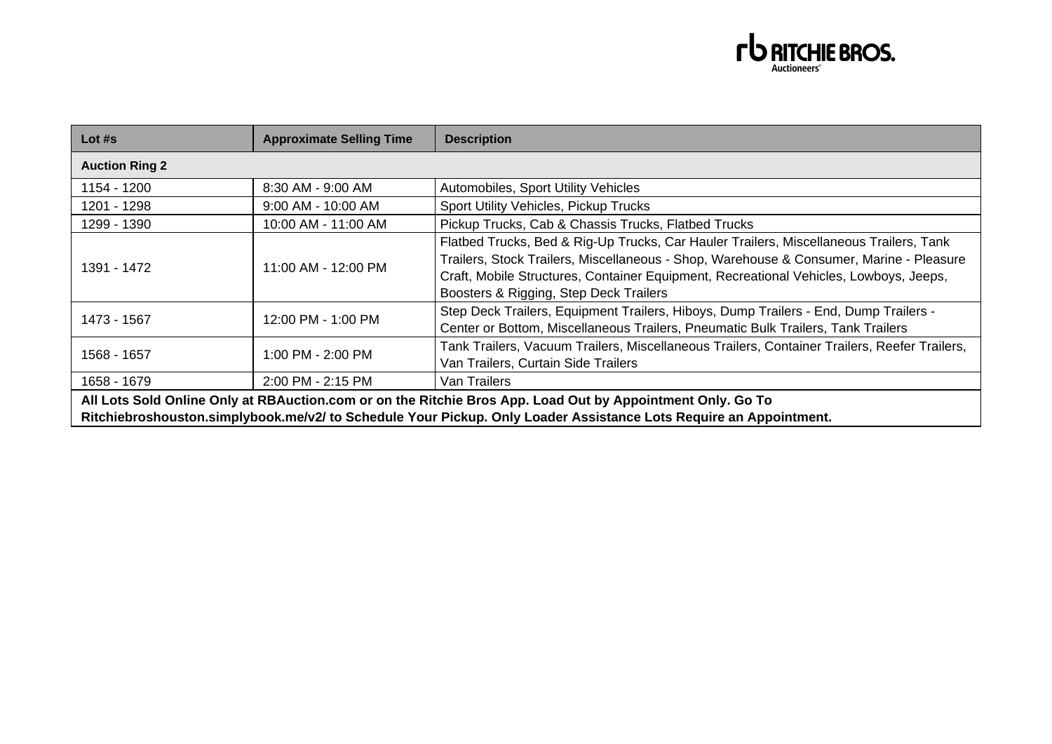| Lot #s | Approximate Selling Time | Description |
|---|---|---|
| **Auction Ring 2** | | |
| 1154 - 1200 | 8:30 AM - 9:00 AM | Automobiles, Sport Utility Vehicles |
| 1201 - 1298 | 9:00 AM - 10:00 AM | Sport Utility Vehicles, Pickup Trucks |
| 1299 - 1390 | 10:00 AM - 11:00 AM | Pickup Trucks, Cab & Chassis Trucks, Flatbed Trucks |
| 1391 - 1472 | 11:00 AM - 12:00 PM | Flatbed Trucks, Bed & Rig-Up Trucks, Car Hauler Trailers, Miscellaneous Trailers, Tank Trailers, Stock Trailers, Miscellaneous - Shop, Warehouse & Consumer, Marine - Pleasure Craft, Mobile Structures, Container Equipment, Recreational Vehicles, Lowboys, Jeeps, Boosters & Rigging, Step Deck Trailers |
| 1473 - 1567 | 12:00 PM - 1:00 PM | Step Deck Trailers, Equipment Trailers, Hiboys, Dump Trailers - End, Dump Trailers - Center or Bottom, Miscellaneous Trailers, Pneumatic Bulk Trailers, Tank Trailers |
| 1568 - 1657 | 1:00 PM - 2:00 PM | Tank Trailers, Vacuum Trailers, Miscellaneous Trailers, Container Trailers, Reefer Trailers, Van Trailers, Curtain Side Trailers |
| 1658 - 1679 | 2:00 PM - 2:15 PM | Van Trailers |

**All Lots Sold Online Only at RBAuction.com or on the Ritchie Bros App. Load Out by Appointment Only. Go To Ritchiebroshouston.simplybook.me/v2/ to Schedule Your Pickup. Only Loader Assistance Lots Require an Appointment.**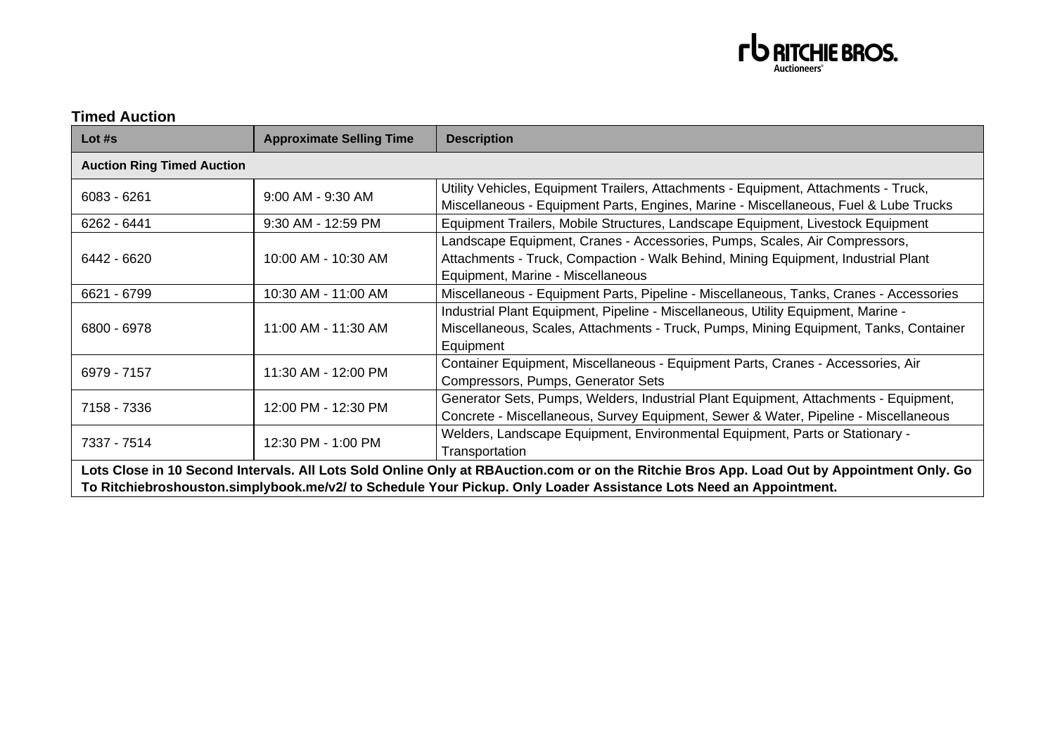## Timed Auction

| Lot #s | Approximate Selling Time | Description |
|---|---|---|
| **Auction Ring Timed Auction** | | |
| 6083 - 6261 | 9:00 AM - 9:30 AM | Utility Vehicles, Equipment Trailers, Attachments - Equipment, Attachments - Truck, Miscellaneous - Equipment Parts, Engines, Marine - Miscellaneous, Fuel & Lube Trucks |
| 6262 - 6441 | 9:30 AM - 12:59 PM | Equipment Trailers, Mobile Structures, Landscape Equipment, Livestock Equipment |
| 6442 - 6620 | 10:00 AM - 10:30 AM | Landscape Equipment, Cranes - Accessories, Pumps, Scales, Air Compressors, Attachments - Truck, Compaction - Walk Behind, Mining Equipment, Industrial Plant Equipment, Marine - Miscellaneous |
| 6621 - 6799 | 10:30 AM - 11:00 AM | Miscellaneous - Equipment Parts, Pipeline - Miscellaneous, Tanks, Cranes - Accessories |
| 6800 - 6978 | 11:00 AM - 11:30 AM | Industrial Plant Equipment, Pipeline - Miscellaneous, Utility Equipment, Marine - Miscellaneous, Scales, Attachments - Truck, Pumps, Mining Equipment, Tanks, Container Equipment |
| 6979 - 7157 | 11:30 AM - 12:00 PM | Container Equipment, Miscellaneous - Equipment Parts, Cranes - Accessories, Air Compressors, Pumps, Generator Sets |
| 7158 - 7336 | 12:00 PM - 12:30 PM | Generator Sets, Pumps, Welders, Industrial Plant Equipment, Attachments - Equipment, Concrete - Miscellaneous, Survey Equipment, Sewer & Water, Pipeline - Miscellaneous |
| 7337 - 7514 | 12:30 PM - 1:00 PM | Welders, Landscape Equipment, Environmental Equipment, Parts or Stationary - Transportation |
| **Lots Close in 10 Second Intervals. All Lots Sold Online Only at RBAuction.com or on the Ritchie Bros App. Load Out by Appointment Only. Go To Ritchiebroshouston.simplybook.me/v2/ to Schedule Your Pickup. Only Loader Assistance Lots Need an Appointment.** | | |